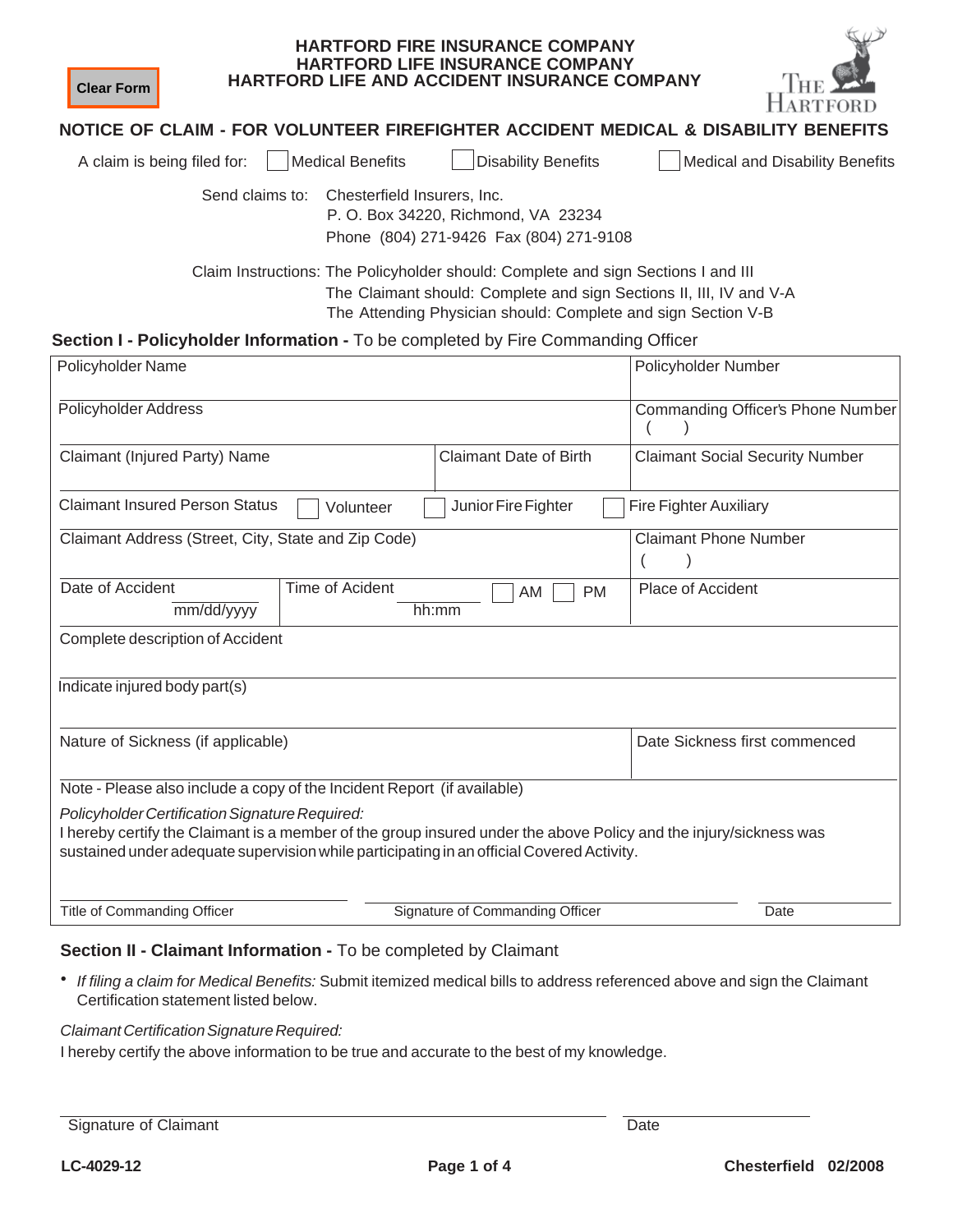Clear Form

**HARTFORD FIRE INSURANCE COMPANY**
**HARTFORD LIFE INSURANCE COMPANY**
**HARTFORD LIFE AND ACCIDENT INSURANCE COMPANY**

THE HARTFORD

# NOTICE OF CLAIM - FOR VOLUNTEER FIREFIGHTER ACCIDENT MEDICAL & DISABILITY BENEFITS

A claim is being filed for: ☐ Medical Benefits ☐ Disability Benefits ☐ Medical and Disability Benefits

Send claims to: Chesterfield Insurers, Inc.
P. O. Box 34220, Richmond, VA 23234
Phone (804) 271-9426 Fax (804) 271-9108

Claim Instructions: The Policyholder should: Complete and sign Sections I and III
The Claimant should: Complete and sign Sections II, III, IV and V-A
The Attending Physician should: Complete and sign Section V-B

## Section I - Policyholder Information - To be completed by Fire Commanding Officer

| Policyholder Name | | | Policyholder Number |
|---|---|---|---|
| Policyholder Address | | | Commanding Officer's Phone Number ( ) |
| Claimant (Injured Party) Name | | Claimant Date of Birth | Claimant Social Security Number |
| Claimant Insured Person Status ☐ Volunteer ☐ Junior Fire Fighter ☐ Fire Fighter Auxiliary | | | |
| Claimant Address (Street, City, State and Zip Code) | | | Claimant Phone Number ( ) |
| Date of Accident mm/dd/yyyy | Time of Acident hh:mm ☐ AM ☐ PM | | Place of Accident |
| Complete description of Accident | | | |
| Indicate injured body part(s) | | | |
| Nature of Sickness (if applicable) | | | Date Sickness first commenced |

Note - Please also include a copy of the Incident Report (if available)

*Policyholder Certification Signature Required:*
I hereby certify the Claimant is a member of the group insured under the above Policy and the injury/sickness was sustained under adequate supervision while participating in an official Covered Activity.

Title of Commanding Officer ____________ Signature of Commanding Officer ____________ Date ____________

## Section II - Claimant Information - To be completed by Claimant

- *If filing a claim for Medical Benefits:* Submit itemized medical bills to address referenced above and sign the Claimant Certification statement listed below.

*Claimant Certification Signature Required:*
I hereby certify the above information to be true and accurate to the best of my knowledge.

Signature of Claimant ____________ Date ____________

LC-4029-12 Chesterfield 02/2008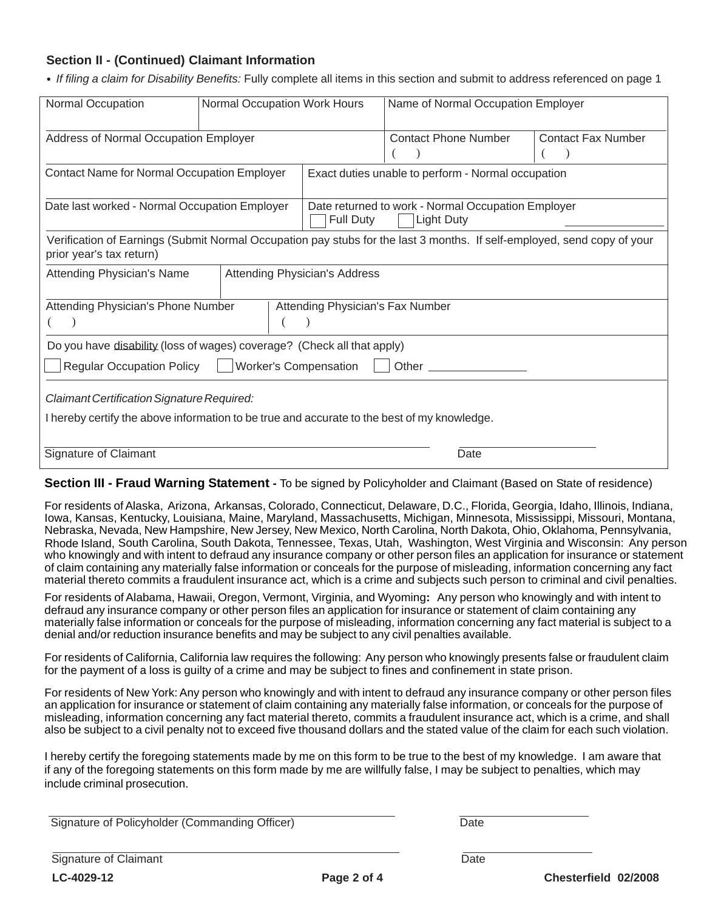### Section II - (Continued) Claimant Information

- *If filing a claim for Disability Benefits:* Fully complete all items in this section and submit to address referenced on page 1

| Normal Occupation | Normal Occupation Work Hours | Name of Normal Occupation Employer | |
|---|---|---|---|
| Address of Normal Occupation Employer | | Contact Phone Number ( ) | Contact Fax Number ( ) |
| Contact Name for Normal Occupation Employer | Exact duties unable to perform - Normal occupation | | |
| Date last worked - Normal Occupation Employer | Date returned to work - Normal Occupation Employer ☐ Full Duty ☐ Light Duty ____________ | | |
| Verification of Earnings (Submit Normal Occupation pay stubs for the last 3 months. If self-employed, send copy of your prior year's tax return) | | | |
| Attending Physician's Name | Attending Physician's Address | | |
| Attending Physician's Phone Number ( ) | Attending Physician's Fax Number ( ) | | |

Do you have disability (loss of wages) coverage? (Check all that apply)

☐ Regular Occupation Policy ☐ Worker's Compensation ☐ Other ____________

*Claimant Certification Signature Required:*

I hereby certify the above information to be true and accurate to the best of my knowledge.

____________________________________ ____________

Signature of Claimant Date

### Section III - Fraud Warning Statement - To be signed by Policyholder and Claimant (Based on State of residence)

For residents of Alaska, Arizona, Arkansas, Colorado, Connecticut, Delaware, D.C., Florida, Georgia, Idaho, Illinois, Indiana, Iowa, Kansas, Kentucky, Louisiana, Maine, Maryland, Massachusetts, Michigan, Minnesota, Mississippi, Missouri, Montana, Nebraska, Nevada, New Hampshire, New Jersey, New Mexico, North Carolina, North Dakota, Ohio, Oklahoma, Pennsylvania, Rhode Island, South Carolina, South Dakota, Tennessee, Texas, Utah, Washington, West Virginia and Wisconsin: Any person who knowingly and with intent to defraud any insurance company or other person files an application for insurance or statement of claim containing any materially false information or conceals for the purpose of misleading, information concerning any fact material thereto commits a fraudulent insurance act, which is a crime and subjects such person to criminal and civil penalties.

For residents of Alabama, Hawaii, Oregon, Vermont, Virginia, and Wyoming**:** Any person who knowingly and with intent to defraud any insurance company or other person files an application for insurance or statement of claim containing any materially false information or conceals for the purpose of misleading, information concerning any fact material is subject to a denial and/or reduction insurance benefits and may be subject to any civil penalties available.

For residents of California, California law requires the following: Any person who knowingly presents false or fraudulent claim for the payment of a loss is guilty of a crime and may be subject to fines and confinement in state prison.

For residents of New York: Any person who knowingly and with intent to defraud any insurance company or other person files an application for insurance or statement of claim containing any materially false information, or conceals for the purpose of misleading, information concerning any fact material thereto, commits a fraudulent insurance act, which is a crime, and shall also be subject to a civil penalty not to exceed five thousand dollars and the stated value of the claim for each such violation.

I hereby certify the foregoing statements made by me on this form to be true to the best of my knowledge. I am aware that if any of the foregoing statements on this form made by me are willfully false, I may be subject to penalties, which may include criminal prosecution.

____________________________________ ____________

Signature of Policyholder (Commanding Officer) Date

____________________________________ ____________

Signature of Claimant Date

**LC-4029-12** **Chesterfield 02/2008**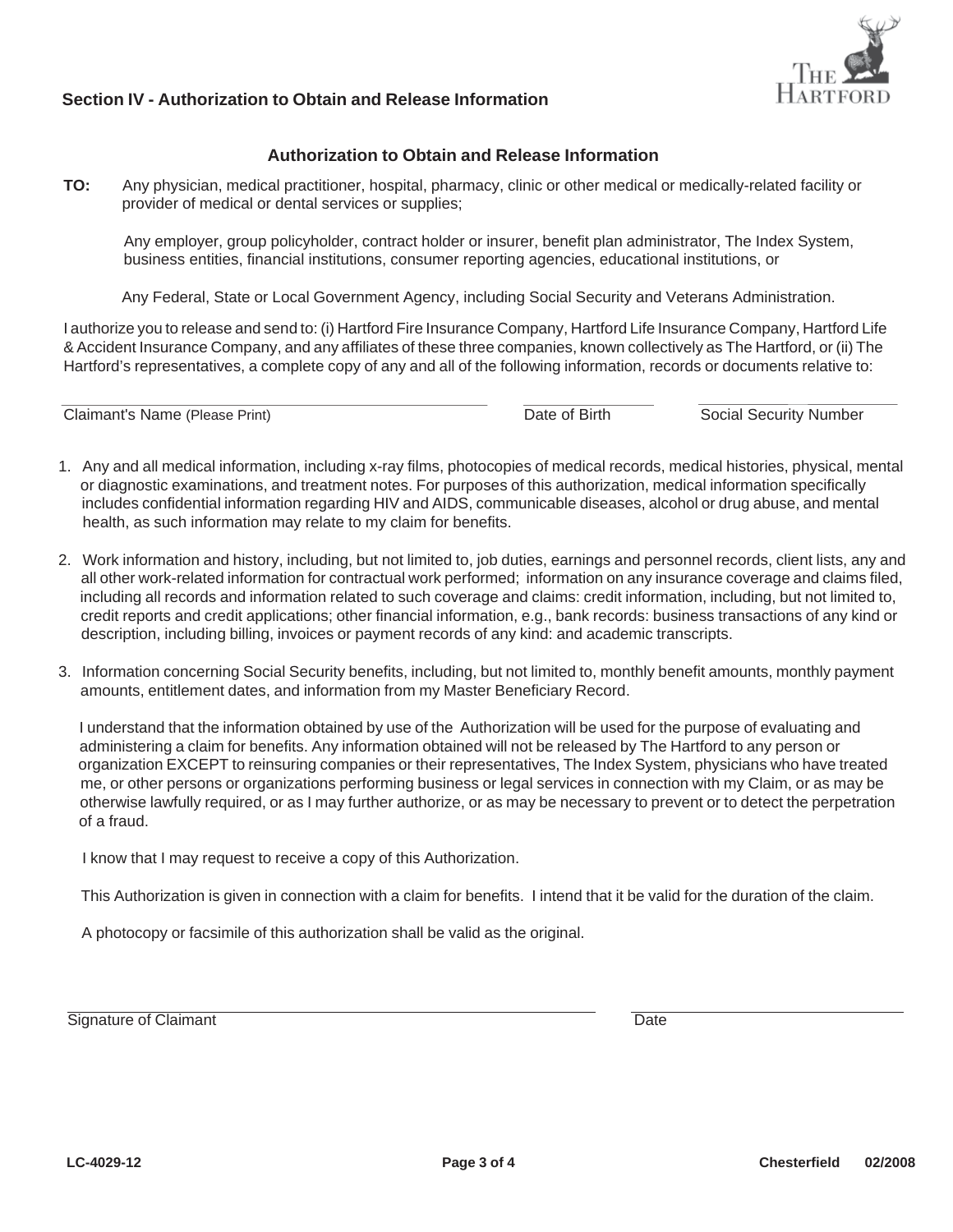## Section IV - Authorization to Obtain and Release Information

### Authorization to Obtain and Release Information

**TO:** Any physician, medical practitioner, hospital, pharmacy, clinic or other medical or medically-related facility or provider of medical or dental services or supplies;

Any employer, group policyholder, contract holder or insurer, benefit plan administrator, The Index System, business entities, financial institutions, consumer reporting agencies, educational institutions, or

Any Federal, State or Local Government Agency, including Social Security and Veterans Administration.

I authorize you to release and send to: (i) Hartford Fire Insurance Company, Hartford Life Insurance Company, Hartford Life & Accident Insurance Company, and any affiliates of these three companies, known collectively as The Hartford, or (ii) The Hartford's representatives, a complete copy of any and all of the following information, records or documents relative to:

Claimant's Name (Please Print) ______________________ Date of Birth ______________ Social Security Number ______________

1. Any and all medical information, including x-ray films, photocopies of medical records, medical histories, physical, mental or diagnostic examinations, and treatment notes. For purposes of this authorization, medical information specifically includes confidential information regarding HIV and AIDS, communicable diseases, alcohol or drug abuse, and mental health, as such information may relate to my claim for benefits.

2. Work information and history, including, but not limited to, job duties, earnings and personnel records, client lists, any and all other work-related information for contractual work performed; information on any insurance coverage and claims filed, including all records and information related to such coverage and claims: credit information, including, but not limited to, credit reports and credit applications; other financial information, e.g., bank records: business transactions of any kind or description, including billing, invoices or payment records of any kind: and academic transcripts.

3. Information concerning Social Security benefits, including, but not limited to, monthly benefit amounts, monthly payment amounts, entitlement dates, and information from my Master Beneficiary Record.

I understand that the information obtained by use of the Authorization will be used for the purpose of evaluating and administering a claim for benefits. Any information obtained will not be released by The Hartford to any person or organization EXCEPT to reinsuring companies or their representatives, The Index System, physicians who have treated me, or other persons or organizations performing business or legal services in connection with my Claim, or as may be otherwise lawfully required, or as I may further authorize, or as may be necessary to prevent or to detect the perpetration of a fraud.

I know that I may request to receive a copy of this Authorization.

This Authorization is given in connection with a claim for benefits. I intend that it be valid for the duration of the claim.

A photocopy or facsimile of this authorization shall be valid as the original.

Signature of Claimant ______________________________ Date ______________

LC-4029-12 Chesterfield 02/2008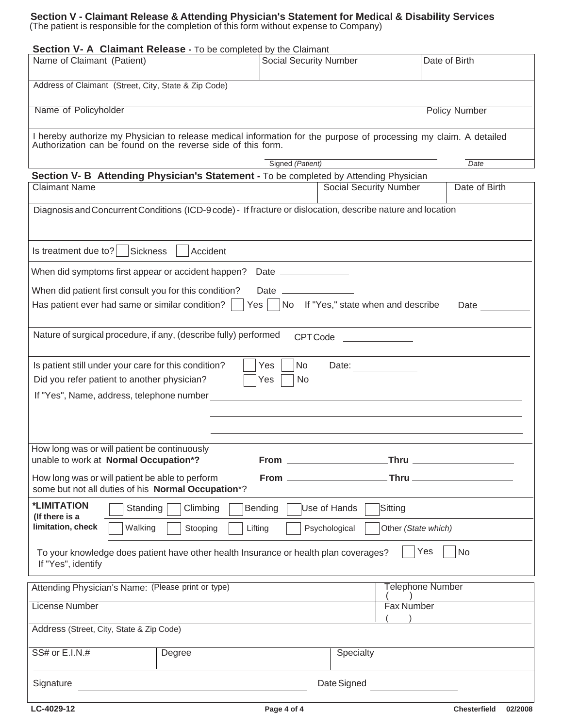## Section V - Claimant Release & Attending Physician's Statement for Medical & Disability Services

(The patient is responsible for the completion of this form without expense to Company)

### Section V- A Claimant Release - To be completed by the Claimant

| Name of Claimant (Patient) | Social Security Number | Date of Birth |
|---|---|---|
| | | |

Address of Claimant (Street, City, State & Zip Code)

| Name of Policyholder | Policy Number |
|---|---|
| | |

I hereby authorize my Physician to release medical information for the purpose of processing my claim. A detailed Authorization can be found on the reverse side of this form.

Signed *(Patient)* ____________________ *Date* ________

### Section V- B Attending Physician's Statement - To be completed by Attending Physician

| Claimant Name | Social Security Number | Date of Birth |
|---|---|---|
| | | |

Diagnosis and Concurrent Conditions (ICD-9 code) - If fracture or dislocation, describe nature and location

Is treatment due to? ☐ Sickness ☐ Accident

When did symptoms first appear or accident happen? Date ____________

When did patient first consult you for this condition? Date ____________

Has patient ever had same or similar condition? ☐ Yes ☐ No If "Yes," state when and describe Date ________

Nature of surgical procedure, if any, (describe fully) performed CPT Code ____________

Is patient still under your care for this condition? ☐ Yes ☐ No Date: ____________

Did you refer patient to another physician? ☐ Yes ☐ No

If "Yes", Name, address, telephone number ________________________________

How long was or will patient be continuously unable to work at **Normal Occupation*?** **From** ________________ **Thru** ________________

How long was or will patient be able to perform some but not all duties of his **Normal Occupation***? **From** ________________ **Thru** ________________

***LIMITATION (If there is a limitation, check**

| | | | | |
|---|---|---|---|---|
| ☐ Standing | ☐ Climbing | ☐ Bending | ☐ Use of Hands | ☐ Sitting |
| ☐ Walking | ☐ Stooping | ☐ Lifting | ☐ Psychological | ☐ Other *(State which)* |

To your knowledge does patient have other health Insurance or health plan coverages? ☐ Yes ☐ No
If "Yes", identify

| Attending Physician's Name: (Please print or type) | | Telephone Number ( ) |
|---|---|---|
| License Number | | Fax Number ( ) |
| Address (Street, City, State & Zip Code) | | |
| SS# or E.I.N.# | Degree | Specialty |

Signature ________________________ Date Signed ____________

LC-4029-12 Chesterfield 02/2008